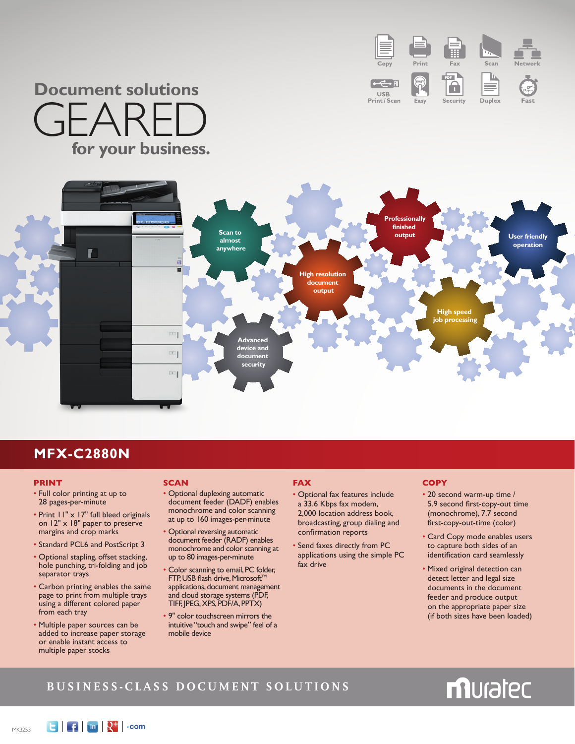# Document solutions GEARED for your business.

Copy | Print | Fax | Scan | Network | USB Print / Scan | Easy | Security | Duplex | Fast

Scan to almost anywhere

Professionally finished output

User friendly operation

High resolution document output

High speed job processing

Advanced device and document security

## MFX-C2880N

### PRINT

- Full color printing at up to 28 pages-per-minute
- Print 11" x 17" full bleed originals on 12" x 18" paper to preserve margins and crop marks
- Standard PCL6 and PostScript 3
- Optional stapling, offset stacking, hole punching, tri-folding and job separator trays
- Carbon printing enables the same page to print from multiple trays using a different colored paper from each tray
- Multiple paper sources can be added to increase paper storage or enable instant access to multiple paper stocks

### SCAN

- Optional duplexing automatic document feeder (DADF) enables monochrome and color scanning at up to 160 images-per-minute
- Optional reversing automatic document feeder (RADF) enables monochrome and color scanning at up to 80 images-per-minute
- Color scanning to email, PC folder, FTP, USB flash drive, Microsoft™ applications, document management and cloud storage systems (PDF, TIFF, JPEG, XPS, PDF/A, PPTX)
- 9" color touchscreen mirrors the intuitive "touch and swipe" feel of a mobile device

### FAX

- Optional fax features include a 33.6 Kbps fax modem, 2,000 location address book, broadcasting, group dialing and confirmation reports
- Send faxes directly from PC applications using the simple PC fax drive

### COPY

- 20 second warm-up time / 5.9 second first-copy-out time (monochrome), 7.7 second first-copy-out-time (color)
- Card Copy mode enables users to capture both sides of an identification card seamlessly
- Mixed original detection can detect letter and legal size documents in the document feeder and produce output on the appropriate paper size (if both sizes have been loaded)

BUSINESS-CLASS DOCUMENT SOLUTIONS

muratec

MK3253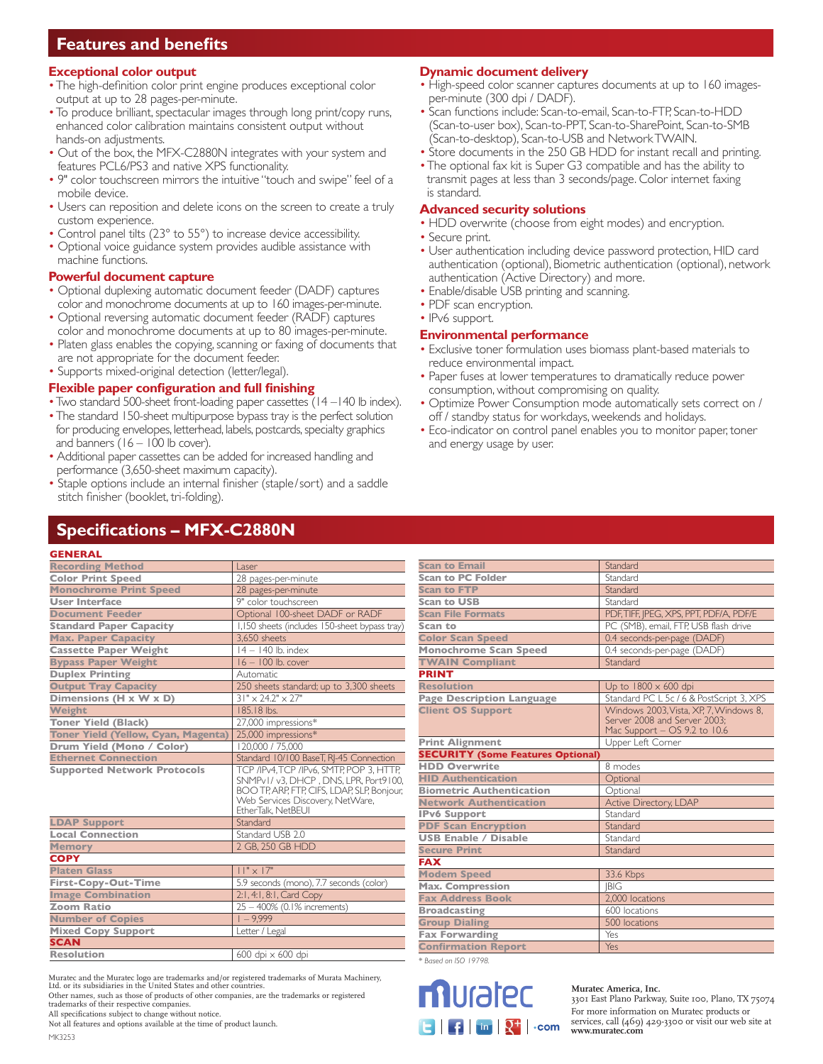## Features and benefits

### Exceptional color output

- The high-definition color print engine produces exceptional color output at up to 28 pages-per-minute.
- To produce brilliant, spectacular images through long print/copy runs, enhanced color calibration maintains consistent output without hands-on adjustments.
- Out of the box, the MFX-C2880N integrates with your system and features PCL6/PS3 and native XPS functionality.
- 9" color touchscreen mirrors the intuitive "touch and swipe" feel of a mobile device.
- Users can reposition and delete icons on the screen to create a truly custom experience.
- Control panel tilts (23° to 55°) to increase device accessibility.
- Optional voice guidance system provides audible assistance with machine functions.

### Powerful document capture

- Optional duplexing automatic document feeder (DADF) captures color and monochrome documents at up to 160 images-per-minute.
- Optional reversing automatic document feeder (RADF) captures color and monochrome documents at up to 80 images-per-minute.
- Platen glass enables the copying, scanning or faxing of documents that are not appropriate for the document feeder.
- Supports mixed-original detection (letter/legal).

### Flexible paper configuration and full finishing

- Two standard 500-sheet front-loading paper cassettes (14 –140 lb index).
- The standard 150-sheet multipurpose bypass tray is the perfect solution for producing envelopes, letterhead, labels, postcards, specialty graphics and banners (16 – 100 lb cover).
- Additional paper cassettes can be added for increased handling and performance (3,650-sheet maximum capacity).
- Staple options include an internal finisher (staple/sort) and a saddle stitch finisher (booklet, tri-folding).

### Dynamic document delivery

- High-speed color scanner captures documents at up to 160 images-per-minute (300 dpi / DADF).
- Scan functions include: Scan-to-email, Scan-to-FTP, Scan-to-HDD (Scan-to-user box), Scan-to-PPT, Scan-to-SharePoint, Scan-to-SMB (Scan-to-desktop), Scan-to-USB and Network TWAIN.
- Store documents in the 250 GB HDD for instant recall and printing.
- The optional fax kit is Super G3 compatible and has the ability to transmit pages at less than 3 seconds/page. Color internet faxing is standard.

### Advanced security solutions

- HDD overwrite (choose from eight modes) and encryption.
- Secure print.
- User authentication including device password protection, HID card authentication (optional), Biometric authentication (optional), network authentication (Active Directory) and more.
- Enable/disable USB printing and scanning.
- PDF scan encryption.
- IPv6 support.

### Environmental performance

- Exclusive toner formulation uses biomass plant-based materials to reduce environmental impact.
- Paper fuses at lower temperatures to dramatically reduce power consumption, without compromising on quality.
- Optimize Power Consumption mode automatically sets correct on / off / standby status for workdays, weekends and holidays.
- Eco-indicator on control panel enables you to monitor paper, toner and energy usage by user.

## Specifications – MFX-C2880N

| | |
|---|---|
| **GENERAL** | |
| Recording Method | Laser |
| Color Print Speed | 28 pages-per-minute |
| Monochrome Print Speed | 28 pages-per-minute |
| User Interface | 9" color touchscreen |
| Document Feeder | Optional 100-sheet DADF or RADF |
| Standard Paper Capacity | 1,150 sheets (includes 150-sheet bypass tray) |
| Max. Paper Capacity | 3,650 sheets |
| Cassette Paper Weight | 14 – 140 lb. index |
| Bypass Paper Weight | 16 – 100 lb. cover |
| Duplex Printing | Automatic |
| Output Tray Capacity | 250 sheets standard; up to 3,300 sheets |
| Dimensions (H x W x D) | 31" x 24.2" x 27" |
| Weight | 185.18 lbs. |
| Toner Yield (Black) | 27,000 impressions* |
| Toner Yield (Yellow, Cyan, Magenta) | 25,000 impressions* |
| Drum Yield (Mono / Color) | 120,000 / 75,000 |
| Ethernet Connection | Standard 10/100 BaseT, RJ-45 Connection |
| Supported Network Protocols | TCP /IPv4, TCP /IPv6, SMTP, POP 3, HTTP, SNMPv1/ v3, DHCP , DNS, LPR, Port9100, BOO TP, ARP, FTP, CIFS, LDAP, SLP, Bonjour, Web Services Discovery, NetWare, EtherTalk, NetBEUI |
| LDAP Support | Standard |
| Local Connection | Standard USB 2.0 |
| Memory | 2 GB, 250 GB HDD |
| **COPY** | |
| Platen Glass | 11" x 17" |
| First-Copy-Out-Time | 5.9 seconds (mono), 7.7 seconds (color) |
| Image Combination | 2:1, 4:1, 8:1, Card Copy |
| Zoom Ratio | 25 – 400% (0.1% increments) |
| Number of Copies | 1 – 9,999 |
| Mixed Copy Support | Letter / Legal |
| **SCAN** | |
| Resolution | 600 dpi x 600 dpi |
| Scan to Email | Standard |
| Scan to PC Folder | Standard |
| Scan to FTP | Standard |
| Scan to USB | Standard |
| Scan File Formats | PDF, TIFF, JPEG, XPS, PPT, PDF/A, PDF/E |
| Scan to | PC (SMB), email, FTP, USB flash drive |
| Color Scan Speed | 0.4 seconds-per-page (DADF) |
| Monochrome Scan Speed | 0.4 seconds-per-page (DADF) |
| TWAIN Compliant | Standard |
| **PRINT** | |
| Resolution | Up to 1800 x 600 dpi |
| Page Description Language | Standard PC L 5c / 6 & PostScript 3, XPS |
| Client OS Support | Windows 2003, Vista, XP, 7, Windows 8, Server 2008 and Server 2003; Mac Support – OS 9.2 to 10.6 |
| Print Alignment | Upper Left Corner |
| **SECURITY (Some Features Optional)** | |
| HDD Overwrite | 8 modes |
| HID Authentication | Optional |
| Biometric Authentication | Optional |
| Network Authentication | Active Directory, LDAP |
| IPv6 Support | Standard |
| PDF Scan Encryption | Standard |
| USB Enable / Disable | Standard |
| Secure Print | Standard |
| **FAX** | |
| Modem Speed | 33.6 Kbps |
| Max. Compression | JBIG |
| Fax Address Book | 2,000 locations |
| Broadcasting | 600 locations |
| Group Dialing | 500 locations |
| Fax Forwarding | Yes |
| Confirmation Report | Yes |

*\* Based on ISO 19798.*

Muratec and the Muratec logo are trademarks and/or registered trademarks of Murata Machinery, Ltd. or its subsidiaries in the United States and other countries.
Other names, such as those of products of other companies, are the trademarks or registered trademarks of their respective companies.
All specifications subject to change without notice.
Not all features and options available at the time of product launch.

MK3253

**Muratec America, Inc.**
3301 East Plano Parkway, Suite 100, Plano, TX 75074
For more information on Muratec products or services, call (469) 429-3300 or visit our web site at **www.muratec.com**